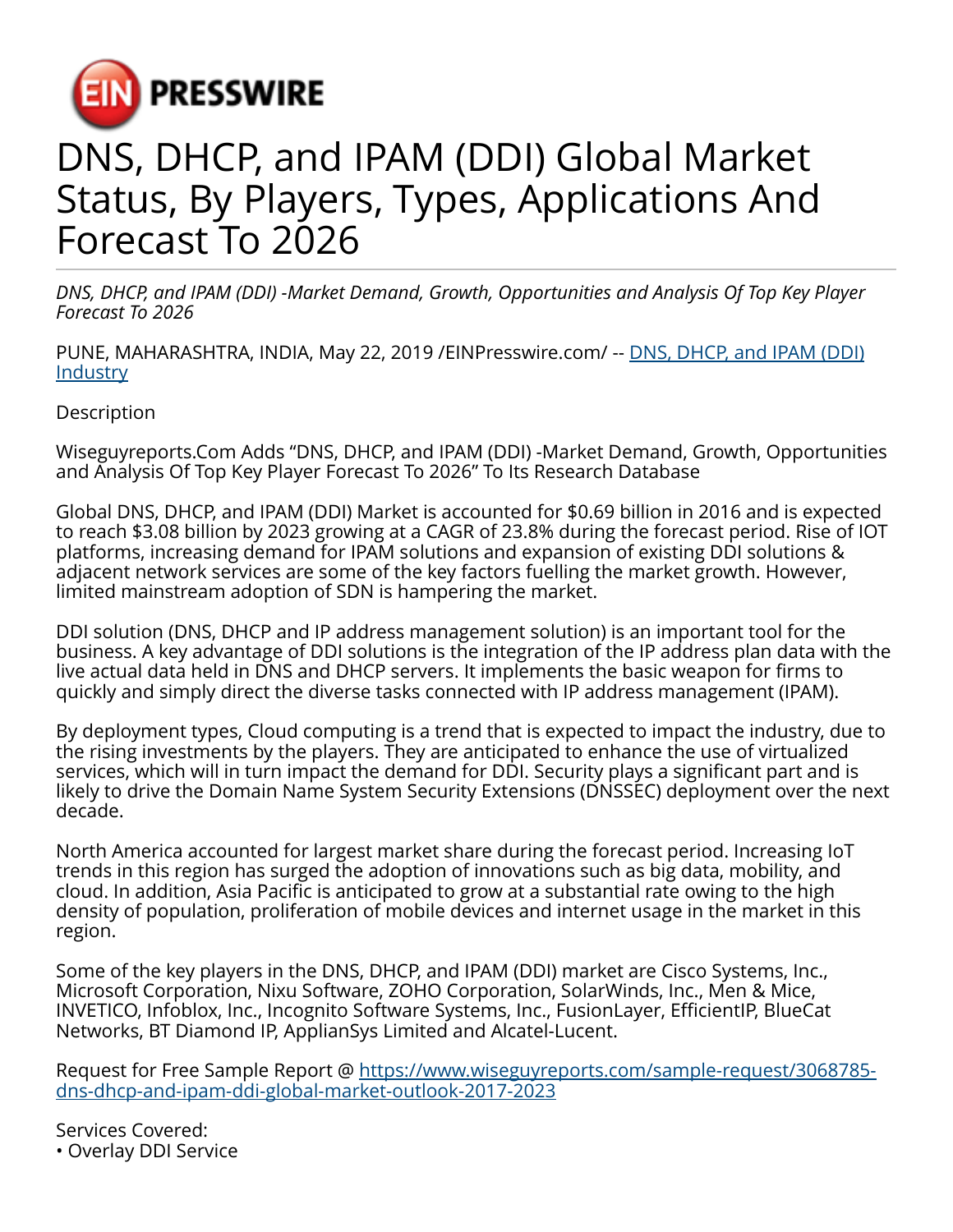EIN PRESSWIRE

# DNS, DHCP, and IPAM (DDI) Global Market Status, By Players, Types, Applications And Forecast To 2026

*DNS, DHCP, and IPAM (DDI) -Market Demand, Growth, Opportunities and Analysis Of Top Key Player Forecast To 2026*

PUNE, MAHARASHTRA, INDIA, May 22, 2019 /EINPresswire.com/ -- [DNS, DHCP, and IPAM (DDI) Industry](#)

Description

Wiseguyreports.Com Adds "DNS, DHCP, and IPAM (DDI) -Market Demand, Growth, Opportunities and Analysis Of Top Key Player Forecast To 2026" To Its Research Database

Global DNS, DHCP, and IPAM (DDI) Market is accounted for $0.69 billion in 2016 and is expected to reach $3.08 billion by 2023 growing at a CAGR of 23.8% during the forecast period. Rise of IOT platforms, increasing demand for IPAM solutions and expansion of existing DDI solutions & adjacent network services are some of the key factors fuelling the market growth. However, limited mainstream adoption of SDN is hampering the market.

DDI solution (DNS, DHCP and IP address management solution) is an important tool for the business. A key advantage of DDI solutions is the integration of the IP address plan data with the live actual data held in DNS and DHCP servers. It implements the basic weapon for firms to quickly and simply direct the diverse tasks connected with IP address management (IPAM).

By deployment types, Cloud computing is a trend that is expected to impact the industry, due to the rising investments by the players. They are anticipated to enhance the use of virtualized services, which will in turn impact the demand for DDI. Security plays a significant part and is likely to drive the Domain Name System Security Extensions (DNSSEC) deployment over the next decade.

North America accounted for largest market share during the forecast period. Increasing IoT trends in this region has surged the adoption of innovations such as big data, mobility, and cloud. In addition, Asia Pacific is anticipated to grow at a substantial rate owing to the high density of population, proliferation of mobile devices and internet usage in the market in this region.

Some of the key players in the DNS, DHCP, and IPAM (DDI) market are Cisco Systems, Inc., Microsoft Corporation, Nixu Software, ZOHO Corporation, SolarWinds, Inc., Men & Mice, INVETICO, Infoblox, Inc., Incognito Software Systems, Inc., FusionLayer, EfficientIP, BlueCat Networks, BT Diamond IP, ApplianSys Limited and Alcatel-Lucent.

Request for Free Sample Report @ [https://www.wiseguyreports.com/sample-request/3068785-dns-dhcp-and-ipam-ddi-global-market-outlook-2017-2023](https://www.wiseguyreports.com/sample-request/3068785-dns-dhcp-and-ipam-ddi-global-market-outlook-2017-2023)

Services Covered:
• Overlay DDI Service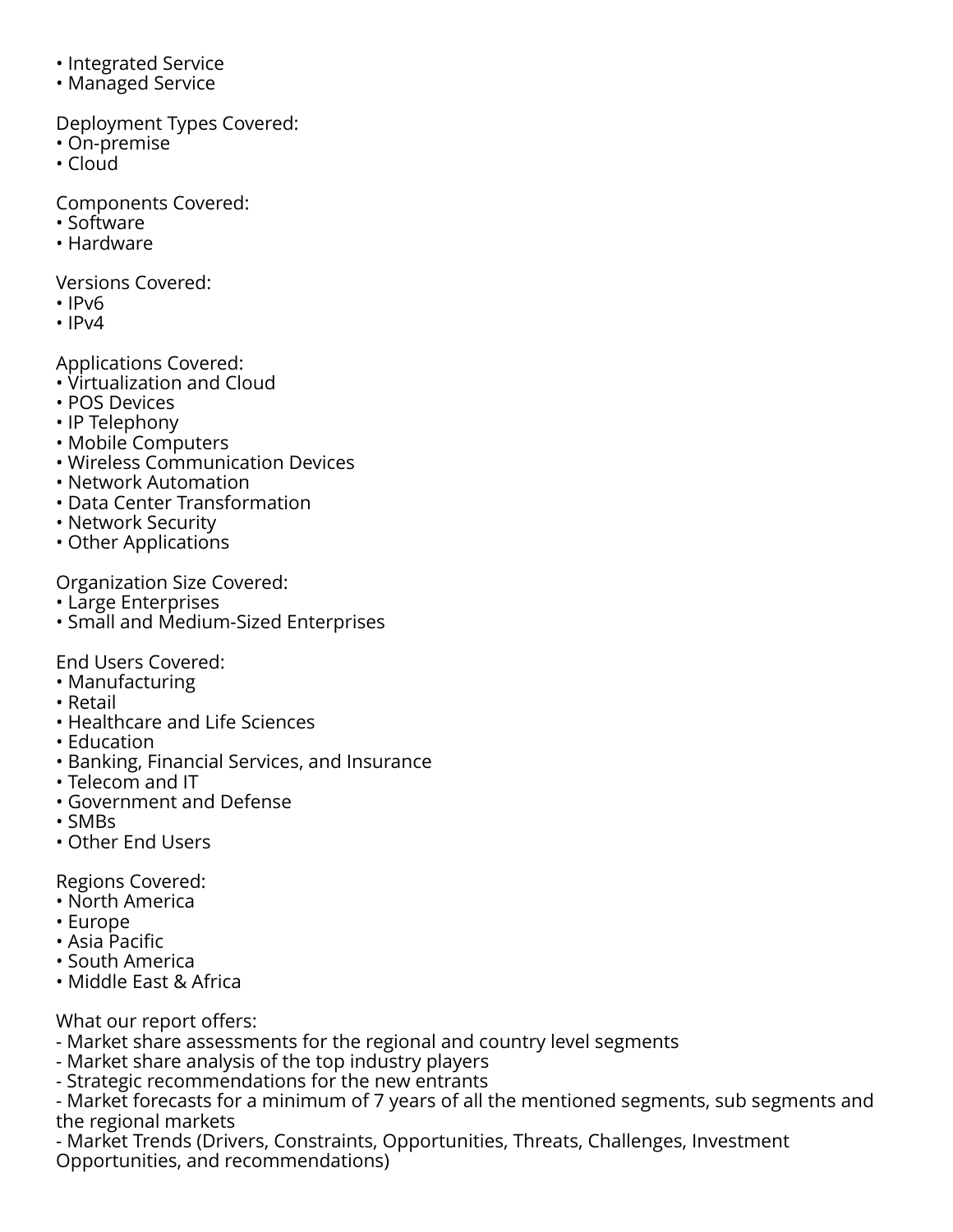- Integrated Service
- Managed Service

Deployment Types Covered:
- On-premise
- Cloud

Components Covered:
- Software
- Hardware

Versions Covered:
- IPv6
- IPv4

Applications Covered:
- Virtualization and Cloud
- POS Devices
- IP Telephony
- Mobile Computers
- Wireless Communication Devices
- Network Automation
- Data Center Transformation
- Network Security
- Other Applications

Organization Size Covered:
- Large Enterprises
- Small and Medium-Sized Enterprises

End Users Covered:
- Manufacturing
- Retail
- Healthcare and Life Sciences
- Education
- Banking, Financial Services, and Insurance
- Telecom and IT
- Government and Defense
- SMBs
- Other End Users

Regions Covered:
- North America
- Europe
- Asia Pacific
- South America
- Middle East & Africa

What our report offers:
- Market share assessments for the regional and country level segments
- Market share analysis of the top industry players
- Strategic recommendations for the new entrants
- Market forecasts for a minimum of 7 years of all the mentioned segments, sub segments and the regional markets
- Market Trends (Drivers, Constraints, Opportunities, Threats, Challenges, Investment Opportunities, and recommendations)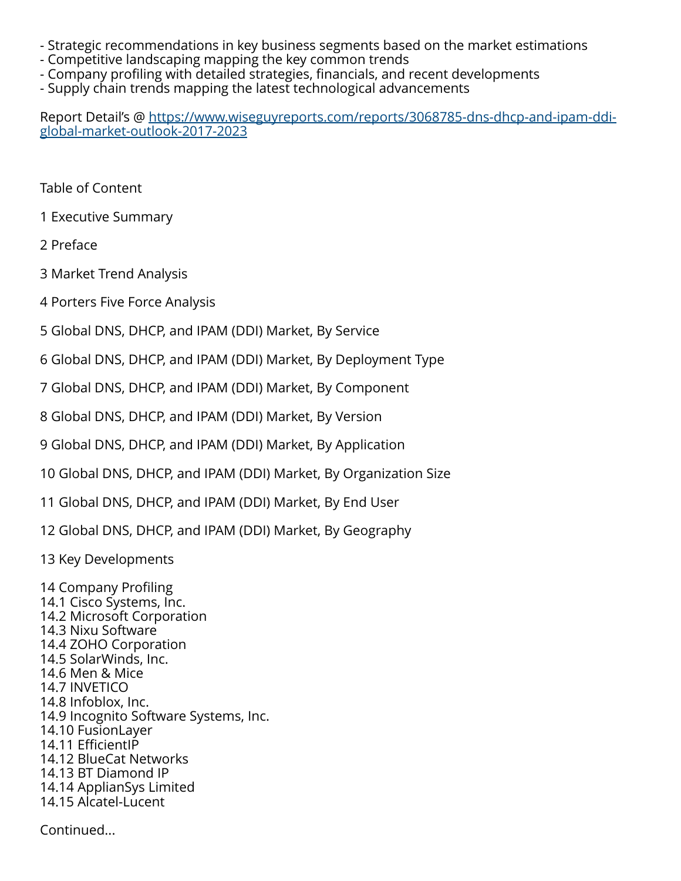- Strategic recommendations in key business segments based on the market estimations
- Competitive landscaping mapping the key common trends
- Company profiling with detailed strategies, financials, and recent developments
- Supply chain trends mapping the latest technological advancements

Report Detail's @ [https://www.wiseguyreports.com/reports/3068785-dns-dhcp-and-ipam-ddi-global-market-outlook-2017-2023](https://www.wiseguyreports.com/reports/3068785-dns-dhcp-and-ipam-ddi-global-market-outlook-2017-2023)

Table of Content

1 Executive Summary

2 Preface

3 Market Trend Analysis

4 Porters Five Force Analysis

5 Global DNS, DHCP, and IPAM (DDI) Market, By Service

6 Global DNS, DHCP, and IPAM (DDI) Market, By Deployment Type

7 Global DNS, DHCP, and IPAM (DDI) Market, By Component

8 Global DNS, DHCP, and IPAM (DDI) Market, By Version

9 Global DNS, DHCP, and IPAM (DDI) Market, By Application

10 Global DNS, DHCP, and IPAM (DDI) Market, By Organization Size

11 Global DNS, DHCP, and IPAM (DDI) Market, By End User

12 Global DNS, DHCP, and IPAM (DDI) Market, By Geography

13 Key Developments

14 Company Profiling
14.1 Cisco Systems, Inc.
14.2 Microsoft Corporation
14.3 Nixu Software
14.4 ZOHO Corporation
14.5 SolarWinds, Inc.
14.6 Men & Mice
14.7 INVETICO
14.8 Infoblox, Inc.
14.9 Incognito Software Systems, Inc.
14.10 FusionLayer
14.11 EfficientIP
14.12 BlueCat Networks
14.13 BT Diamond IP
14.14 ApplianSys Limited
14.15 Alcatel-Lucent

Continued...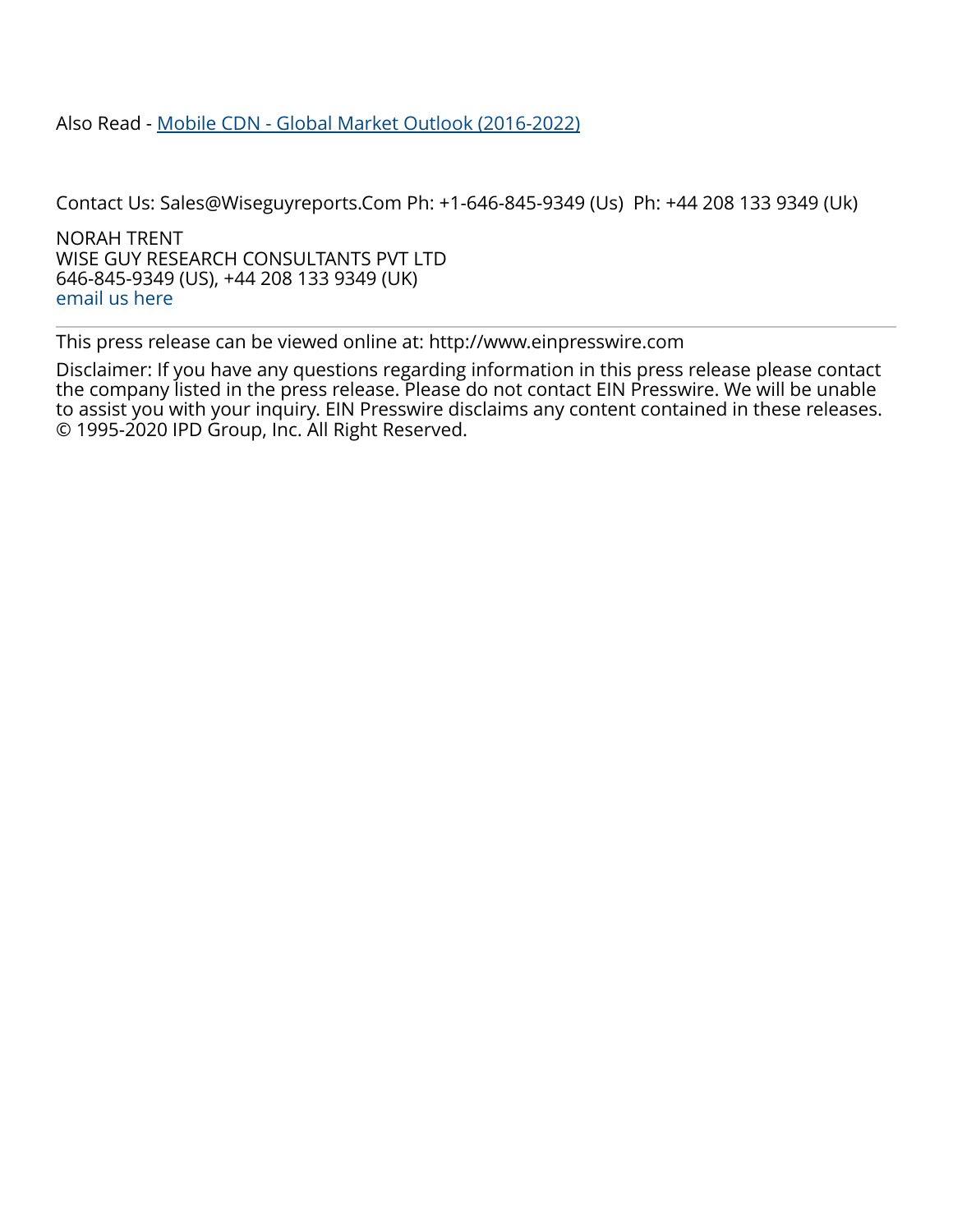Also Read - Mobile CDN - Global Market Outlook (2016-2022)

Contact Us: Sales@Wiseguyreports.Com Ph: +1-646-845-9349 (Us)  Ph: +44 208 133 9349 (Uk)

NORAH TRENT
WISE GUY RESEARCH CONSULTANTS PVT LTD
646-845-9349 (US), +44 208 133 9349 (UK)
email us here

---

This press release can be viewed online at: http://www.einpresswire.com

Disclaimer: If you have any questions regarding information in this press release please contact the company listed in the press release. Please do not contact EIN Presswire. We will be unable to assist you with your inquiry. EIN Presswire disclaims any content contained in these releases.
© 1995-2020 IPD Group, Inc. All Right Reserved.